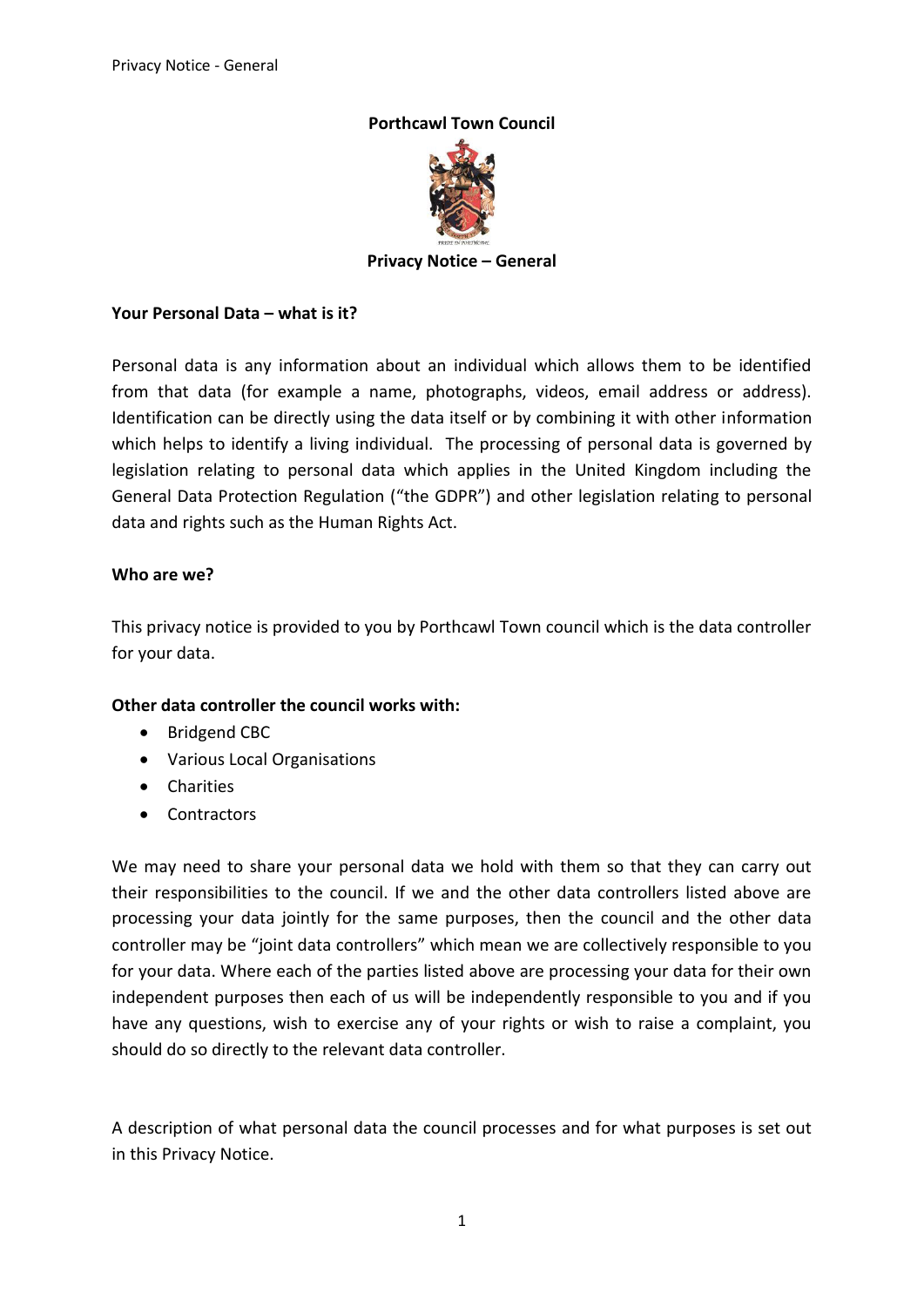# Porthcawl Town Council

## Privacy Notice – General

### Your Personal Data – what is it?

Personal data is any information about an individual which allows them to be identified from that data (for example a name, photographs, videos, email address or address). Identification can be directly using the data itself or by combining it with other information which helps to identify a living individual. The processing of personal data is governed by legislation relating to personal data which applies in the United Kingdom including the General Data Protection Regulation ("the GDPR") and other legislation relating to personal data and rights such as the Human Rights Act.

### Who are we?

This privacy notice is provided to you by Porthcawl Town council which is the data controller for your data.

### Other data controller the council works with:

- Bridgend CBC
- Various Local Organisations
- Charities
- Contractors

We may need to share your personal data we hold with them so that they can carry out their responsibilities to the council. If we and the other data controllers listed above are processing your data jointly for the same purposes, then the council and the other data controller may be "joint data controllers" which mean we are collectively responsible to you for your data. Where each of the parties listed above are processing your data for their own independent purposes then each of us will be independently responsible to you and if you have any questions, wish to exercise any of your rights or wish to raise a complaint, you should do so directly to the relevant data controller.

A description of what personal data the council processes and for what purposes is set out in this Privacy Notice.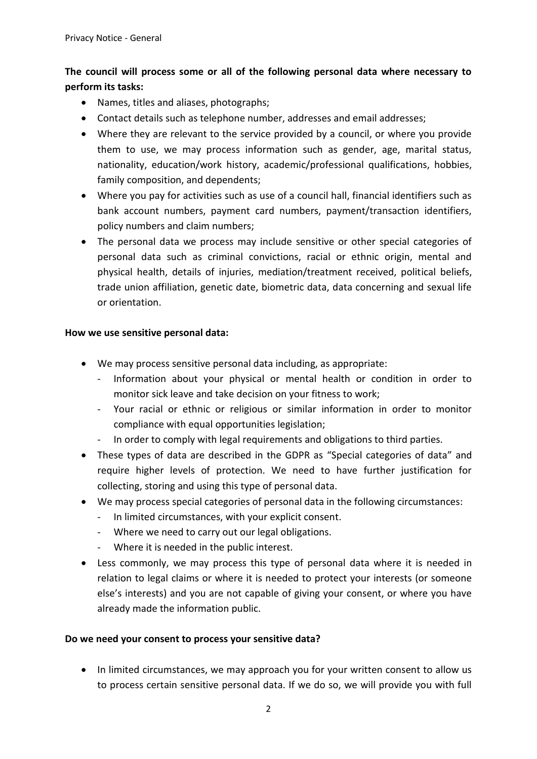**The council will process some or all of the following personal data where necessary to perform its tasks:**

- Names, titles and aliases, photographs;
- Contact details such as telephone number, addresses and email addresses;
- Where they are relevant to the service provided by a council, or where you provide them to use, we may process information such as gender, age, marital status, nationality, education/work history, academic/professional qualifications, hobbies, family composition, and dependents;
- Where you pay for activities such as use of a council hall, financial identifiers such as bank account numbers, payment card numbers, payment/transaction identifiers, policy numbers and claim numbers;
- The personal data we process may include sensitive or other special categories of personal data such as criminal convictions, racial or ethnic origin, mental and physical health, details of injuries, mediation/treatment received, political beliefs, trade union affiliation, genetic date, biometric data, data concerning and sexual life or orientation.

**How we use sensitive personal data:**

- We may process sensitive personal data including, as appropriate:
  - Information about your physical or mental health or condition in order to monitor sick leave and take decision on your fitness to work;
  - Your racial or ethnic or religious or similar information in order to monitor compliance with equal opportunities legislation;
  - In order to comply with legal requirements and obligations to third parties.
- These types of data are described in the GDPR as "Special categories of data" and require higher levels of protection. We need to have further justification for collecting, storing and using this type of personal data.
- We may process special categories of personal data in the following circumstances:
  - In limited circumstances, with your explicit consent.
  - Where we need to carry out our legal obligations.
  - Where it is needed in the public interest.
- Less commonly, we may process this type of personal data where it is needed in relation to legal claims or where it is needed to protect your interests (or someone else's interests) and you are not capable of giving your consent, or where you have already made the information public.

**Do we need your consent to process your sensitive data?**

- In limited circumstances, we may approach you for your written consent to allow us to process certain sensitive personal data. If we do so, we will provide you with full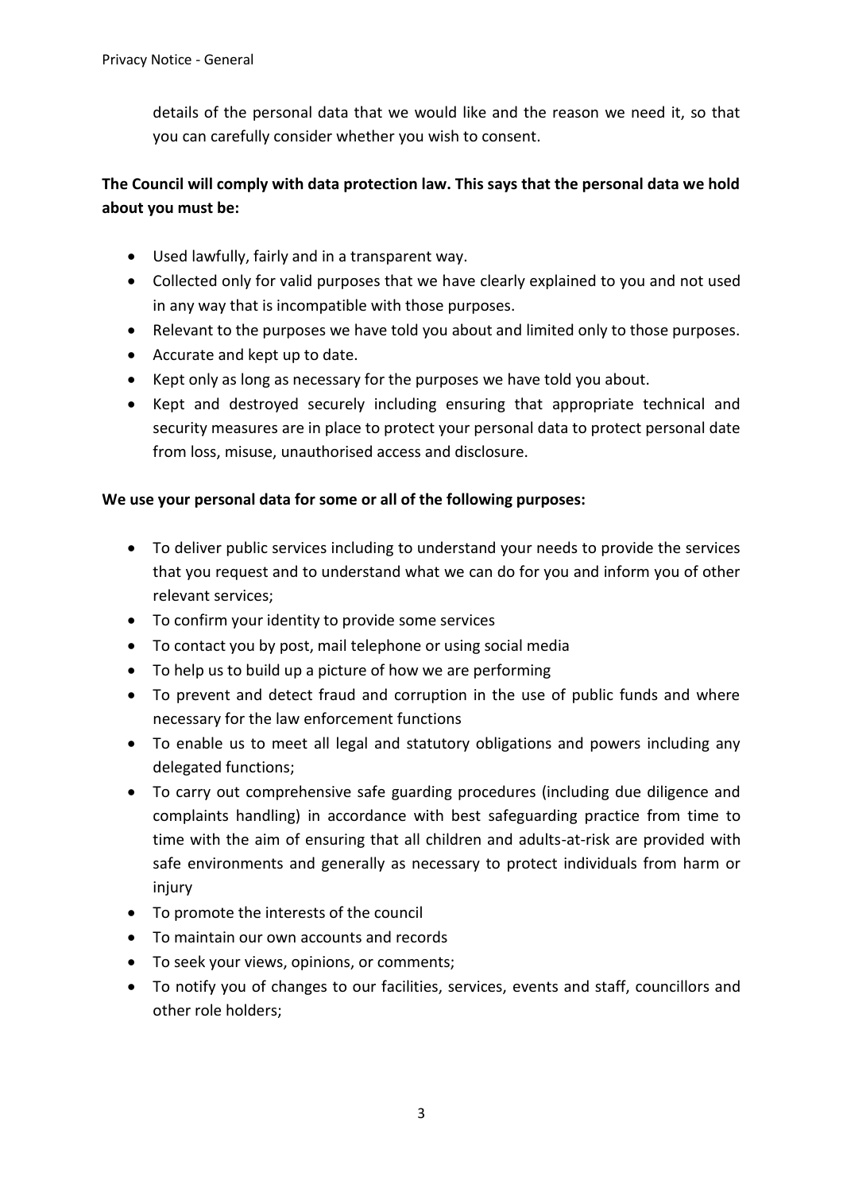details of the personal data that we would like and the reason we need it, so that you can carefully consider whether you wish to consent.

**The Council will comply with data protection law. This says that the personal data we hold about you must be:**

- Used lawfully, fairly and in a transparent way.
- Collected only for valid purposes that we have clearly explained to you and not used in any way that is incompatible with those purposes.
- Relevant to the purposes we have told you about and limited only to those purposes.
- Accurate and kept up to date.
- Kept only as long as necessary for the purposes we have told you about.
- Kept and destroyed securely including ensuring that appropriate technical and security measures are in place to protect your personal data to protect personal date from loss, misuse, unauthorised access and disclosure.

**We use your personal data for some or all of the following purposes:**

- To deliver public services including to understand your needs to provide the services that you request and to understand what we can do for you and inform you of other relevant services;
- To confirm your identity to provide some services
- To contact you by post, mail telephone or using social media
- To help us to build up a picture of how we are performing
- To prevent and detect fraud and corruption in the use of public funds and where necessary for the law enforcement functions
- To enable us to meet all legal and statutory obligations and powers including any delegated functions;
- To carry out comprehensive safe guarding procedures (including due diligence and complaints handling) in accordance with best safeguarding practice from time to time with the aim of ensuring that all children and adults-at-risk are provided with safe environments and generally as necessary to protect individuals from harm or injury
- To promote the interests of the council
- To maintain our own accounts and records
- To seek your views, opinions, or comments;
- To notify you of changes to our facilities, services, events and staff, councillors and other role holders;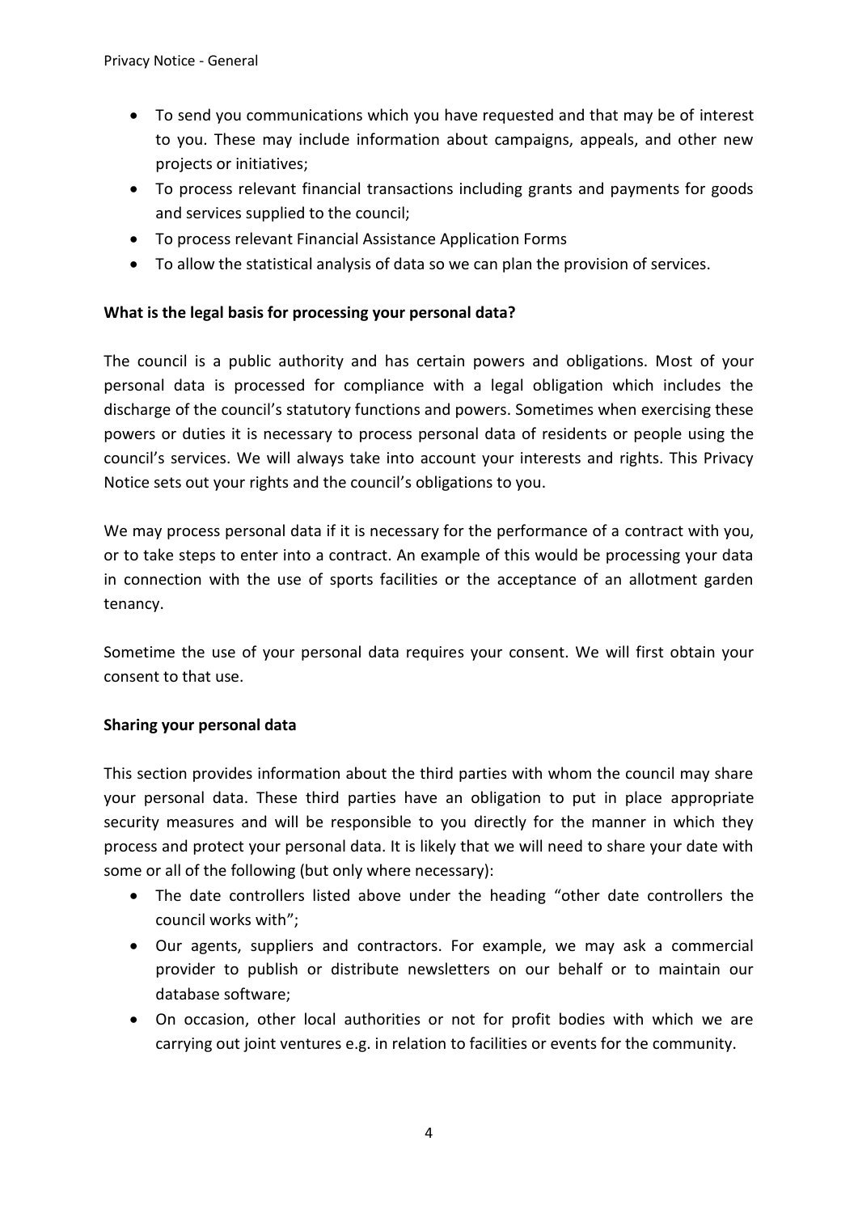- To send you communications which you have requested and that may be of interest to you. These may include information about campaigns, appeals, and other new projects or initiatives;
- To process relevant financial transactions including grants and payments for goods and services supplied to the council;
- To process relevant Financial Assistance Application Forms
- To allow the statistical analysis of data so we can plan the provision of services.

**What is the legal basis for processing your personal data?**

The council is a public authority and has certain powers and obligations. Most of your personal data is processed for compliance with a legal obligation which includes the discharge of the council's statutory functions and powers. Sometimes when exercising these powers or duties it is necessary to process personal data of residents or people using the council's services. We will always take into account your interests and rights. This Privacy Notice sets out your rights and the council's obligations to you.

We may process personal data if it is necessary for the performance of a contract with you, or to take steps to enter into a contract. An example of this would be processing your data in connection with the use of sports facilities or the acceptance of an allotment garden tenancy.

Sometime the use of your personal data requires your consent. We will first obtain your consent to that use.

**Sharing your personal data**

This section provides information about the third parties with whom the council may share your personal data. These third parties have an obligation to put in place appropriate security measures and will be responsible to you directly for the manner in which they process and protect your personal data. It is likely that we will need to share your date with some or all of the following (but only where necessary):

- The date controllers listed above under the heading "other date controllers the council works with";
- Our agents, suppliers and contractors. For example, we may ask a commercial provider to publish or distribute newsletters on our behalf or to maintain our database software;
- On occasion, other local authorities or not for profit bodies with which we are carrying out joint ventures e.g. in relation to facilities or events for the community.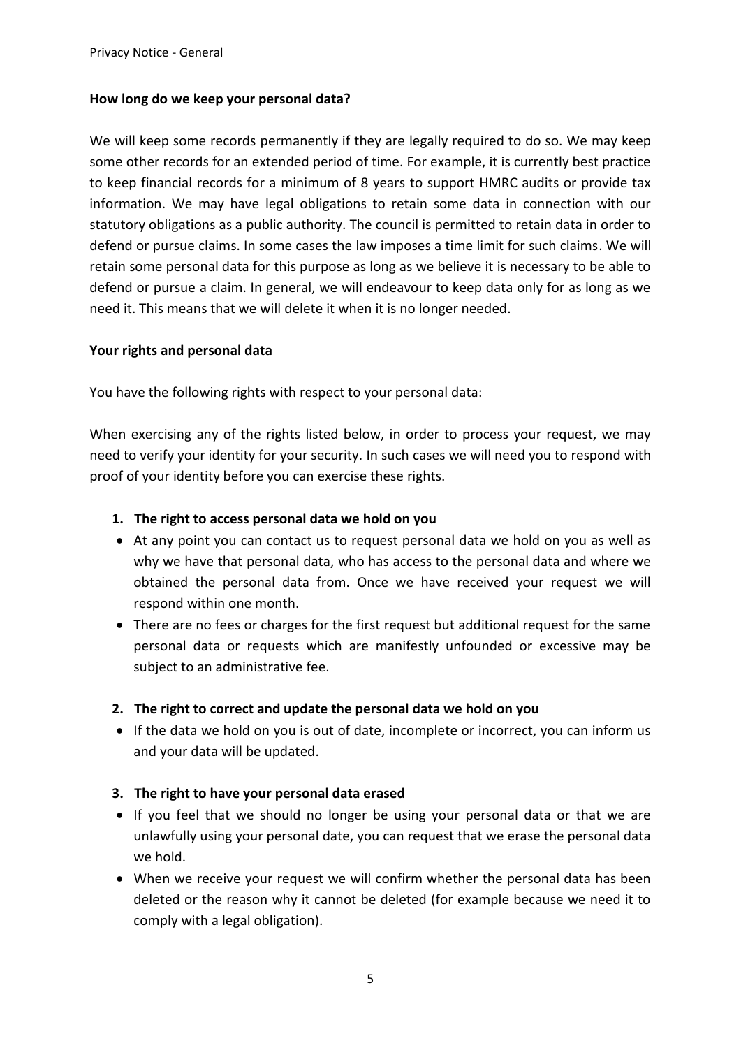**How long do we keep your personal data?**

We will keep some records permanently if they are legally required to do so. We may keep some other records for an extended period of time. For example, it is currently best practice to keep financial records for a minimum of 8 years to support HMRC audits or provide tax information. We may have legal obligations to retain some data in connection with our statutory obligations as a public authority. The council is permitted to retain data in order to defend or pursue claims. In some cases the law imposes a time limit for such claims. We will retain some personal data for this purpose as long as we believe it is necessary to be able to defend or pursue a claim. In general, we will endeavour to keep data only for as long as we need it. This means that we will delete it when it is no longer needed.

**Your rights and personal data**

You have the following rights with respect to your personal data:

When exercising any of the rights listed below, in order to process your request, we may need to verify your identity for your security. In such cases we will need you to respond with proof of your identity before you can exercise these rights.

1. **The right to access personal data we hold on you**
   - At any point you can contact us to request personal data we hold on you as well as why we have that personal data, who has access to the personal data and where we obtained the personal data from. Once we have received your request we will respond within one month.
   - There are no fees or charges for the first request but additional request for the same personal data or requests which are manifestly unfounded or excessive may be subject to an administrative fee.

2. **The right to correct and update the personal data we hold on you**
   - If the data we hold on you is out of date, incomplete or incorrect, you can inform us and your data will be updated.

3. **The right to have your personal data erased**
   - If you feel that we should no longer be using your personal data or that we are unlawfully using your personal date, you can request that we erase the personal data we hold.
   - When we receive your request we will confirm whether the personal data has been deleted or the reason why it cannot be deleted (for example because we need it to comply with a legal obligation).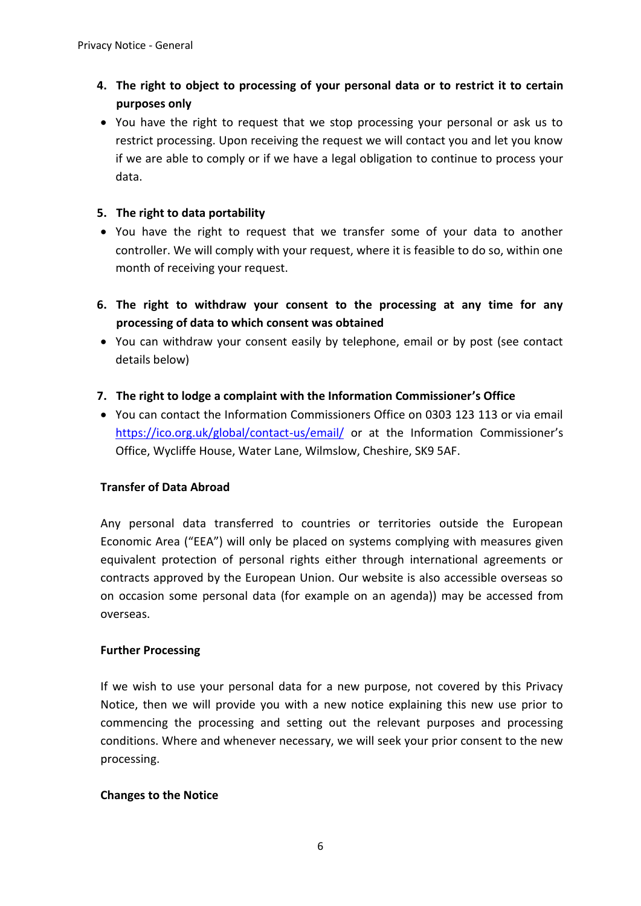4. **The right to object to processing of your personal data or to restrict it to certain purposes only**
   - You have the right to request that we stop processing your personal or ask us to restrict processing. Upon receiving the request we will contact you and let you know if we are able to comply or if we have a legal obligation to continue to process your data.

5. **The right to data portability**
   - You have the right to request that we transfer some of your data to another controller. We will comply with your request, where it is feasible to do so, within one month of receiving your request.

6. **The right to withdraw your consent to the processing at any time for any processing of data to which consent was obtained**
   - You can withdraw your consent easily by telephone, email or by post (see contact details below)

7. **The right to lodge a complaint with the Information Commissioner's Office**
   - You can contact the Information Commissioners Office on 0303 123 113 or via email https://ico.org.uk/global/contact-us/email/ or at the Information Commissioner's Office, Wycliffe House, Water Lane, Wilmslow, Cheshire, SK9 5AF.

**Transfer of Data Abroad**

Any personal data transferred to countries or territories outside the European Economic Area ("EEA") will only be placed on systems complying with measures given equivalent protection of personal rights either through international agreements or contracts approved by the European Union. Our website is also accessible overseas so on occasion some personal data (for example on an agenda)) may be accessed from overseas.

**Further Processing**

If we wish to use your personal data for a new purpose, not covered by this Privacy Notice, then we will provide you with a new notice explaining this new use prior to commencing the processing and setting out the relevant purposes and processing conditions. Where and whenever necessary, we will seek your prior consent to the new processing.

**Changes to the Notice**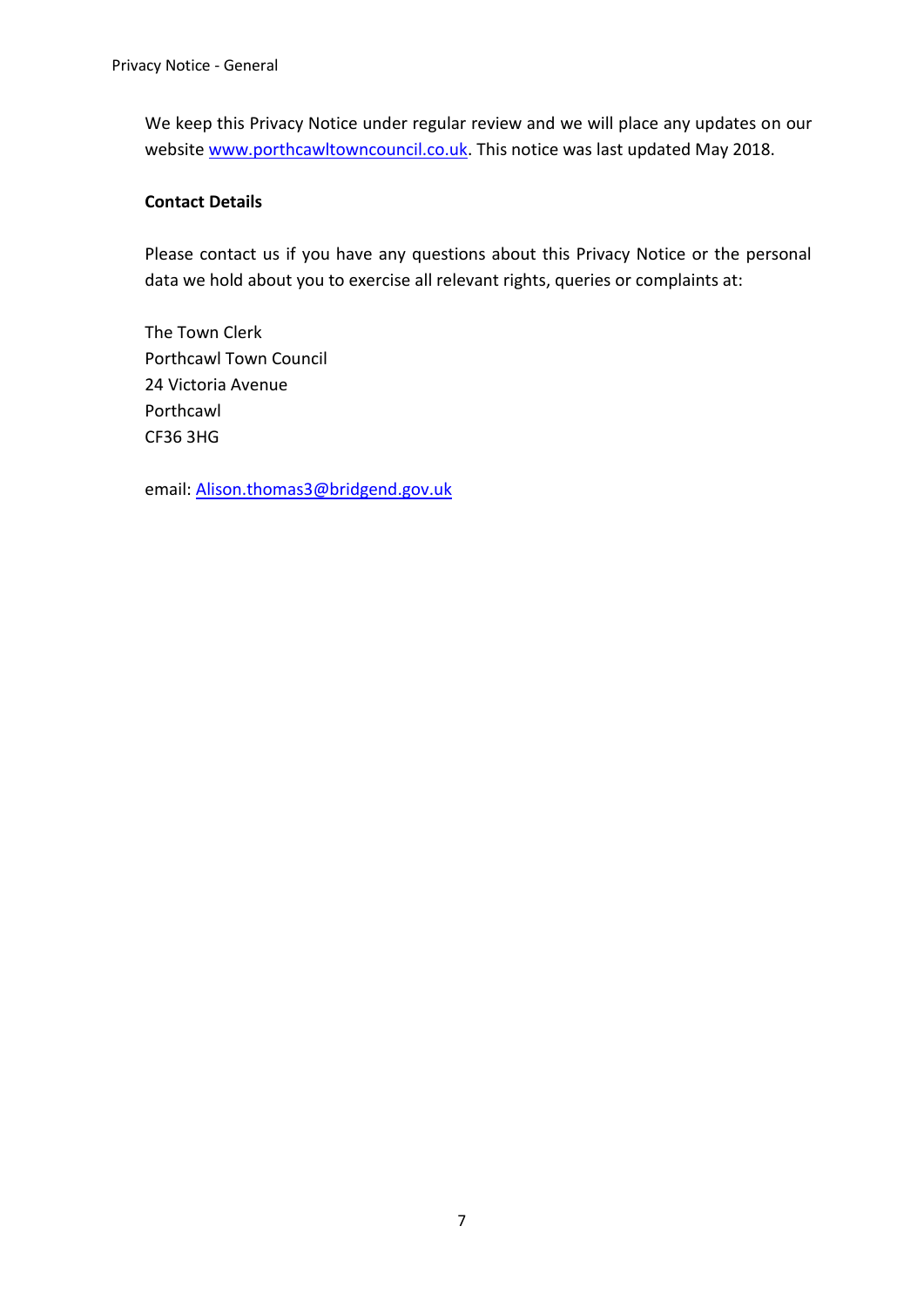We keep this Privacy Notice under regular review and we will place any updates on our website www.porthcawltowncouncil.co.uk. This notice was last updated May 2018.

**Contact Details**

Please contact us if you have any questions about this Privacy Notice or the personal data we hold about you to exercise all relevant rights, queries or complaints at:

The Town Clerk
Porthcawl Town Council
24 Victoria Avenue
Porthcawl
CF36 3HG

email: Alison.thomas3@bridgend.gov.uk